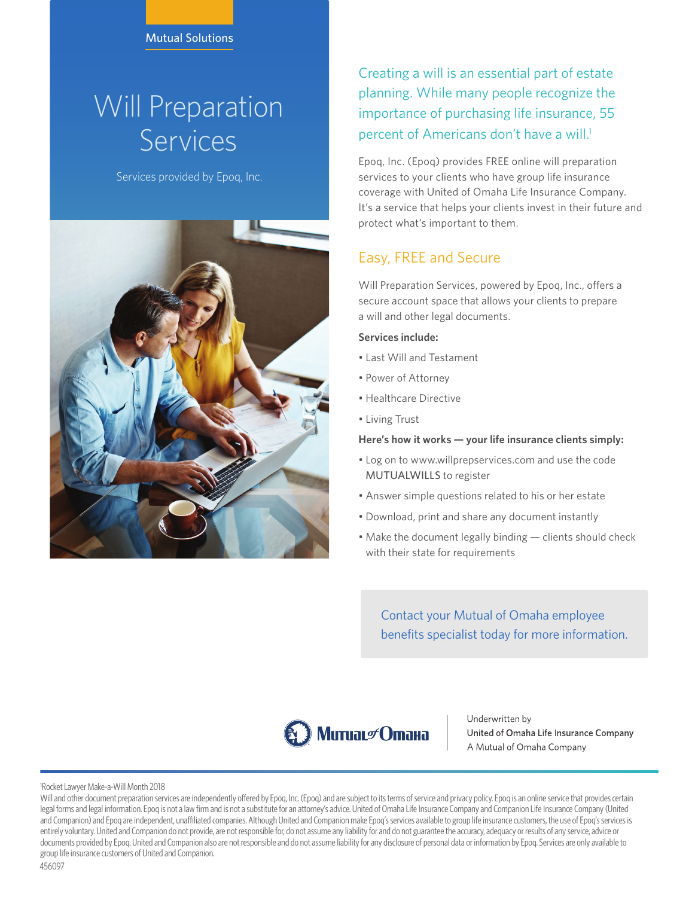Mutual Solutions

# Will Preparation Services

Services provided by Epoq, Inc.

## Creating a will is an essential part of estate planning. While many people recognize the importance of purchasing life insurance, 55 percent of Americans don't have a will.[1]

Epoq, Inc. (Epoq) provides FREE online will preparation services to your clients who have group life insurance coverage with United of Omaha Life Insurance Company. It's a service that helps your clients invest in their future and protect what's important to them.

## Easy, FREE and Secure

Will Preparation Services, powered by Epoq, Inc., offers a secure account space that allows your clients to prepare a will and other legal documents.

**Services include:**

- Last Will and Testament
- Power of Attorney
- Healthcare Directive
- Living Trust

**Here's how it works — your life insurance clients simply:**

- Log on to www.willprepservices.com and use the code MUTUALWILLS to register
- Answer simple questions related to his or her estate
- Download, print and share any document instantly
- Make the document legally binding — clients should check with their state for requirements

Contact your Mutual of Omaha employee benefits specialist today for more information.

Mutual of Omaha

Underwritten by
United of Omaha Life Insurance Company
A Mutual of Omaha Company

[1]Rocket Lawyer Make-a-Will Month 2018

Will and other document preparation services are independently offered by Epoq, Inc. (Epoq) and are subject to its terms of service and privacy policy. Epoq is an online service that provides certain legal forms and legal information. Epoq is not a law firm and is not a substitute for an attorney's advice. United of Omaha Life Insurance Company and Companion Life Insurance Company (United and Companion) and Epoq are independent, unaffiliated companies. Although United and Companion make Epoq's services available to group life insurance customers, the use of Epoq's services is entirely voluntary. United and Companion do not provide, are not responsible for, do not assume any liability for and do not guarantee the accuracy, adequacy or results of any service, advice or documents provided by Epoq. United and Companion also are not responsible and do not assume liability for any disclosure of personal data or information by Epoq. Services are only available to group life insurance customers of United and Companion.

456097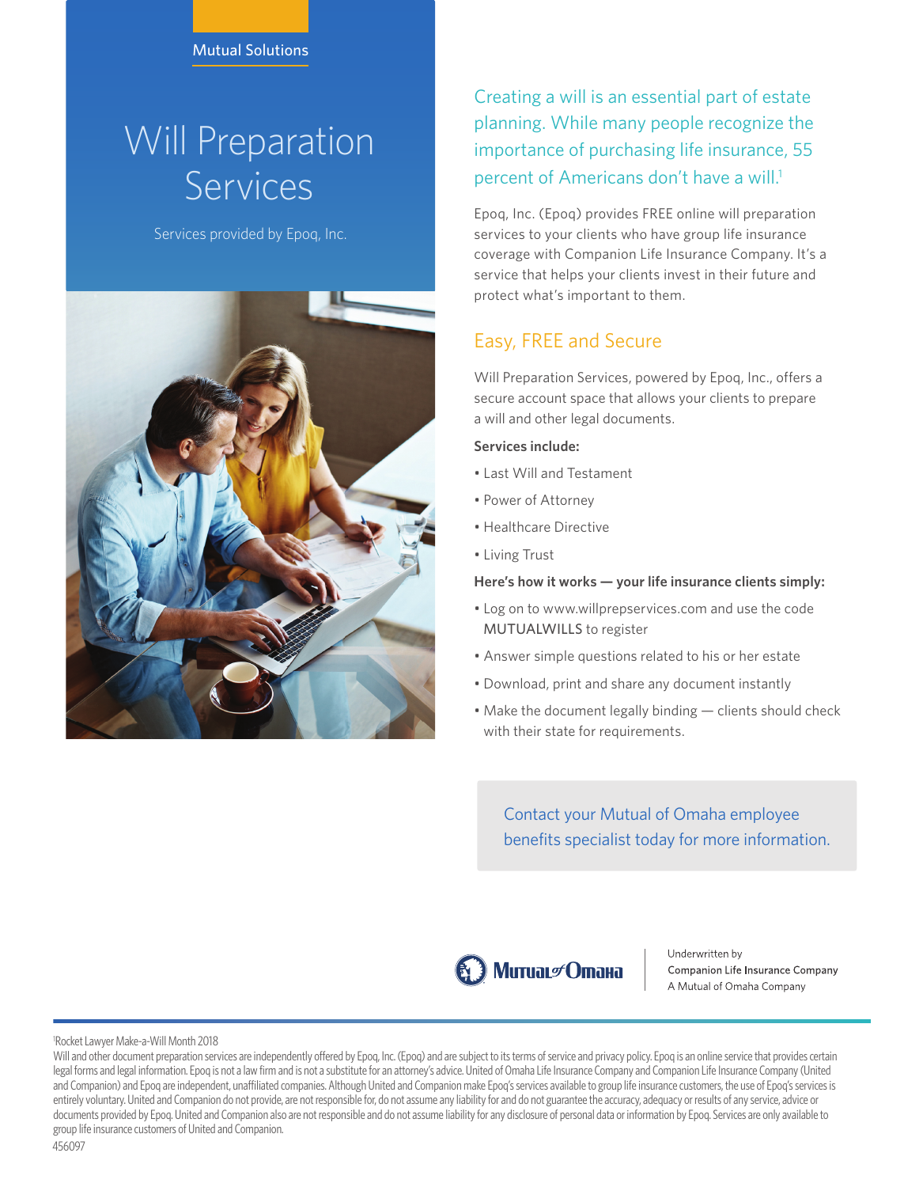Mutual Solutions

# Will Preparation Services

Services provided by Epoq, Inc.

Creating a will is an essential part of estate planning. While many people recognize the importance of purchasing life insurance, 55 percent of Americans don't have a will.[1]

Epoq, Inc. (Epoq) provides FREE online will preparation services to your clients who have group life insurance coverage with Companion Life Insurance Company. It's a service that helps your clients invest in their future and protect what's important to them.

## Easy, FREE and Secure

Will Preparation Services, powered by Epoq, Inc., offers a secure account space that allows your clients to prepare a will and other legal documents.

**Services include:**

- Last Will and Testament
- Power of Attorney
- Healthcare Directive
- Living Trust

**Here's how it works — your life insurance clients simply:**

- Log on to www.willprepservices.com and use the code MUTUALWILLS to register
- Answer simple questions related to his or her estate
- Download, print and share any document instantly
- Make the document legally binding — clients should check with their state for requirements.

Contact your Mutual of Omaha employee benefits specialist today for more information.

Mutual of Omaha

Underwritten by
Companion Life Insurance Company
A Mutual of Omaha Company

[1]Rocket Lawyer Make-a-Will Month 2018

Will and other document preparation services are independently offered by Epoq, Inc. (Epoq) and are subject to its terms of service and privacy policy. Epoq is an online service that provides certain legal forms and legal information. Epoq is not a law firm and is not a substitute for an attorney's advice. United of Omaha Life Insurance Company and Companion Life Insurance Company (United and Companion) and Epoq are independent, unaffiliated companies. Although United and Companion make Epoq's services available to group life insurance customers, the use of Epoq's services is entirely voluntary. United and Companion do not provide, are not responsible for, do not assume any liability for and do not guarantee the accuracy, adequacy or results of any service, advice or documents provided by Epoq. United and Companion also are not responsible and do not assume liability for any disclosure of personal data or information by Epoq. Services are only available to group life insurance customers of United and Companion.

456097